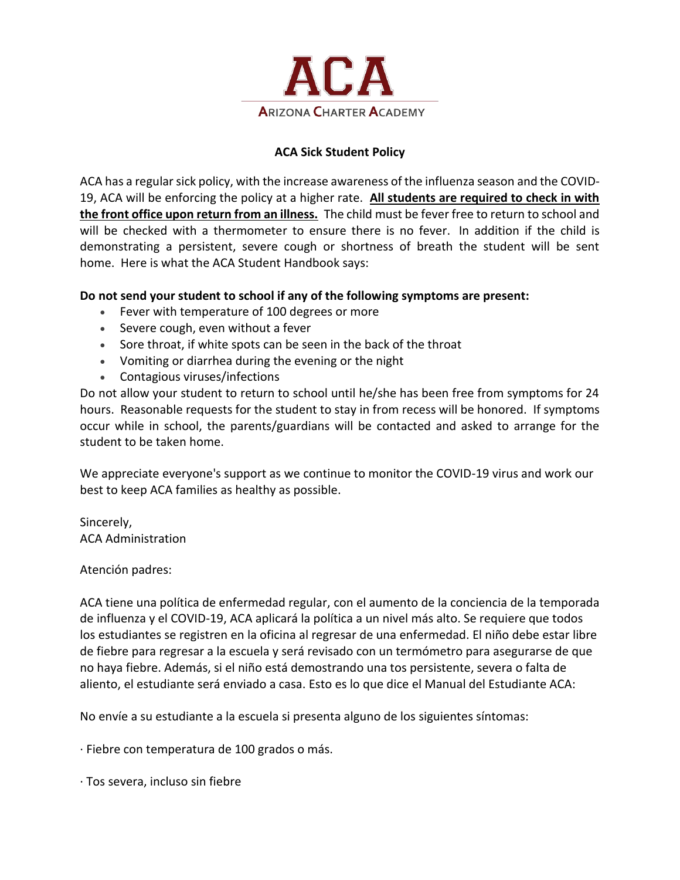# ACA

ARIZONA CHARTER ACADEMY

## ACA Sick Student Policy

ACA has a regular sick policy, with the increase awareness of the influenza season and the COVID-19, ACA will be enforcing the policy at a higher rate. **<u>All students are required to check in with the front office upon return from an illness.</u>** The child must be fever free to return to school and will be checked with a thermometer to ensure there is no fever. In addition if the child is demonstrating a persistent, severe cough or shortness of breath the student will be sent home. Here is what the ACA Student Handbook says:

**Do not send your student to school if any of the following symptoms are present:**

- Fever with temperature of 100 degrees or more
- Severe cough, even without a fever
- Sore throat, if white spots can be seen in the back of the throat
- Vomiting or diarrhea during the evening or the night
- Contagious viruses/infections

Do not allow your student to return to school until he/she has been free from symptoms for 24 hours. Reasonable requests for the student to stay in from recess will be honored. If symptoms occur while in school, the parents/guardians will be contacted and asked to arrange for the student to be taken home.

We appreciate everyone's support as we continue to monitor the COVID-19 virus and work our best to keep ACA families as healthy as possible.

Sincerely,
ACA Administration

Atención padres:

ACA tiene una política de enfermedad regular, con el aumento de la conciencia de la temporada de influenza y el COVID-19, ACA aplicará la política a un nivel más alto. Se requiere que todos los estudiantes se registren en la oficina al regresar de una enfermedad. El niño debe estar libre de fiebre para regresar a la escuela y será revisado con un termómetro para asegurarse de que no haya fiebre. Además, si el niño está demostrando una tos persistente, severa o falta de aliento, el estudiante será enviado a casa. Esto es lo que dice el Manual del Estudiante ACA:

No envíe a su estudiante a la escuela si presenta alguno de los siguientes síntomas:

· Fiebre con temperatura de 100 grados o más.

· Tos severa, incluso sin fiebre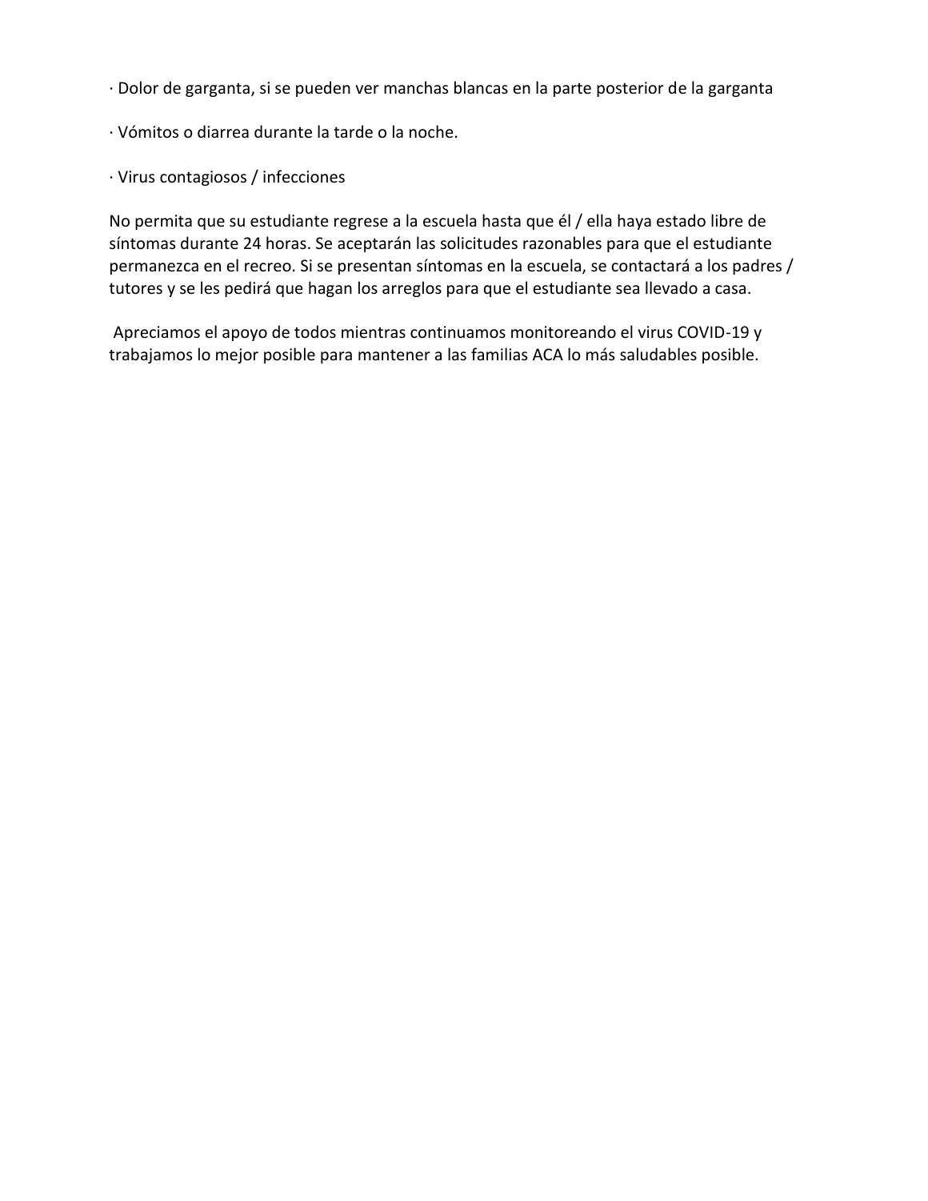· Dolor de garganta, si se pueden ver manchas blancas en la parte posterior de la garganta

· Vómitos o diarrea durante la tarde o la noche.

· Virus contagiosos / infecciones

No permita que su estudiante regrese a la escuela hasta que él / ella haya estado libre de síntomas durante 24 horas. Se aceptarán las solicitudes razonables para que el estudiante permanezca en el recreo. Si se presentan síntomas en la escuela, se contactará a los padres / tutores y se les pedirá que hagan los arreglos para que el estudiante sea llevado a casa.

Apreciamos el apoyo de todos mientras continuamos monitoreando el virus COVID-19 y trabajamos lo mejor posible para mantener a las familias ACA lo más saludables posible.